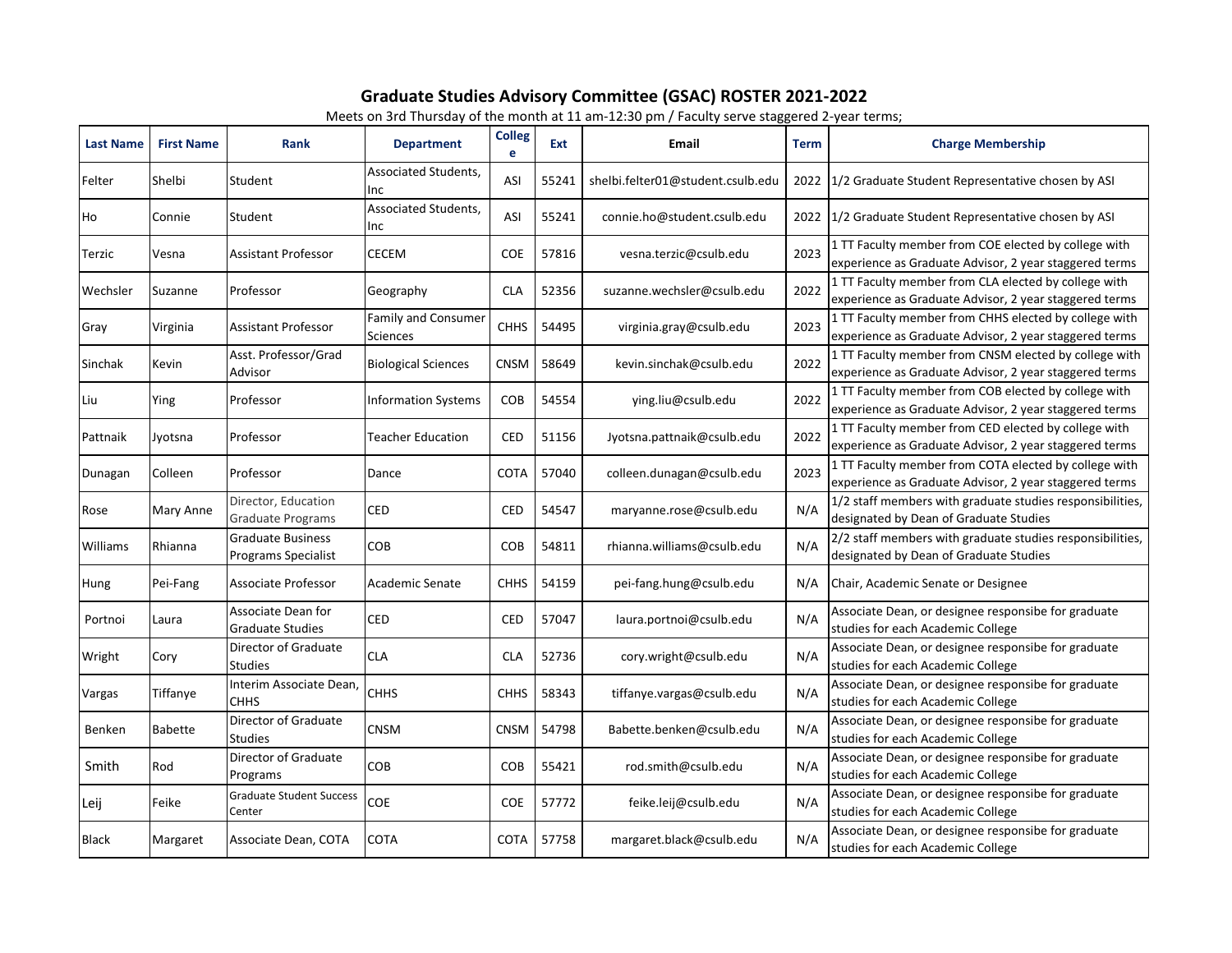# Graduate Studies Advisory Committee (GSAC) ROSTER 2021-2022

Meets on 3rd Thursday of the month at 11 am-12:30 pm / Faculty serve staggered 2-year terms;

| Last Name | First Name | Rank | Department | College | Ext | Email | Term | Charge Membership |
|---|---|---|---|---|---|---|---|---|
| Felter | Shelbi | Student | Associated Students, Inc | ASI | 55241 | shelbi.felter01@student.csulb.edu | 2022 | 1/2 Graduate Student Representative chosen by ASI |
| Ho | Connie | Student | Associated Students, Inc | ASI | 55241 | connie.ho@student.csulb.edu | 2022 | 1/2 Graduate Student Representative chosen by ASI |
| Terzic | Vesna | Assistant Professor | CECEM | COE | 57816 | vesna.terzic@csulb.edu | 2023 | 1 TT Faculty member from COE elected by college with experience as Graduate Advisor, 2 year staggered terms |
| Wechsler | Suzanne | Professor | Geography | CLA | 52356 | suzanne.wechsler@csulb.edu | 2022 | 1 TT Faculty member from CLA elected by college with experience as Graduate Advisor, 2 year staggered terms |
| Gray | Virginia | Assistant Professor | Family and Consumer Sciences | CHHS | 54495 | virginia.gray@csulb.edu | 2023 | 1 TT Faculty member from CHHS elected by college with experience as Graduate Advisor, 2 year staggered terms |
| Sinchak | Kevin | Asst. Professor/Grad Advisor | Biological Sciences | CNSM | 58649 | kevin.sinchak@csulb.edu | 2022 | 1 TT Faculty member from CNSM elected by college with experience as Graduate Advisor, 2 year staggered terms |
| Liu | Ying | Professor | Information Systems | COB | 54554 | ying.liu@csulb.edu | 2022 | 1 TT Faculty member from COB elected by college with experience as Graduate Advisor, 2 year staggered terms |
| Pattnaik | Jyotsna | Professor | Teacher Education | CED | 51156 | Jyotsna.pattnaik@csulb.edu | 2022 | 1 TT Faculty member from CED elected by college with experience as Graduate Advisor, 2 year staggered terms |
| Dunagan | Colleen | Professor | Dance | COTA | 57040 | colleen.dunagan@csulb.edu | 2023 | 1 TT Faculty member from COTA elected by college with experience as Graduate Advisor, 2 year staggered terms |
| Rose | Mary Anne | Director, Education Graduate Programs | CED | CED | 54547 | maryanne.rose@csulb.edu | N/A | 1/2 staff members with graduate studies responsibilities, designated by Dean of Graduate Studies |
| Williams | Rhianna | Graduate Business Programs Specialist | COB | COB | 54811 | rhianna.williams@csulb.edu | N/A | 2/2 staff members with graduate studies responsibilities, designated by Dean of Graduate Studies |
| Hung | Pei-Fang | Associate Professor | Academic Senate | CHHS | 54159 | pei-fang.hung@csulb.edu | N/A | Chair, Academic Senate or Designee |
| Portnoi | Laura | Associate Dean for Graduate Studies | CED | CED | 57047 | laura.portnoi@csulb.edu | N/A | Associate Dean, or designee responsibe for graduate studies for each Academic College |
| Wright | Cory | Director of Graduate Studies | CLA | CLA | 52736 | cory.wright@csulb.edu | N/A | Associate Dean, or designee responsibe for graduate studies for each Academic College |
| Vargas | Tiffanye | Interim Associate Dean, CHHS | CHHS | CHHS | 58343 | tiffanye.vargas@csulb.edu | N/A | Associate Dean, or designee responsibe for graduate studies for each Academic College |
| Benken | Babette | Director of Graduate Studies | CNSM | CNSM | 54798 | Babette.benken@csulb.edu | N/A | Associate Dean, or designee responsibe for graduate studies for each Academic College |
| Smith | Rod | Director of Graduate Programs | COB | COB | 55421 | rod.smith@csulb.edu | N/A | Associate Dean, or designee responsibe for graduate studies for each Academic College |
| Leij | Feike | Graduate Student Success Center | COE | COE | 57772 | feike.leij@csulb.edu | N/A | Associate Dean, or designee responsibe for graduate studies for each Academic College |
| Black | Margaret | Associate Dean, COTA | COTA | COTA | 57758 | margaret.black@csulb.edu | N/A | Associate Dean, or designee responsibe for graduate studies for each Academic College |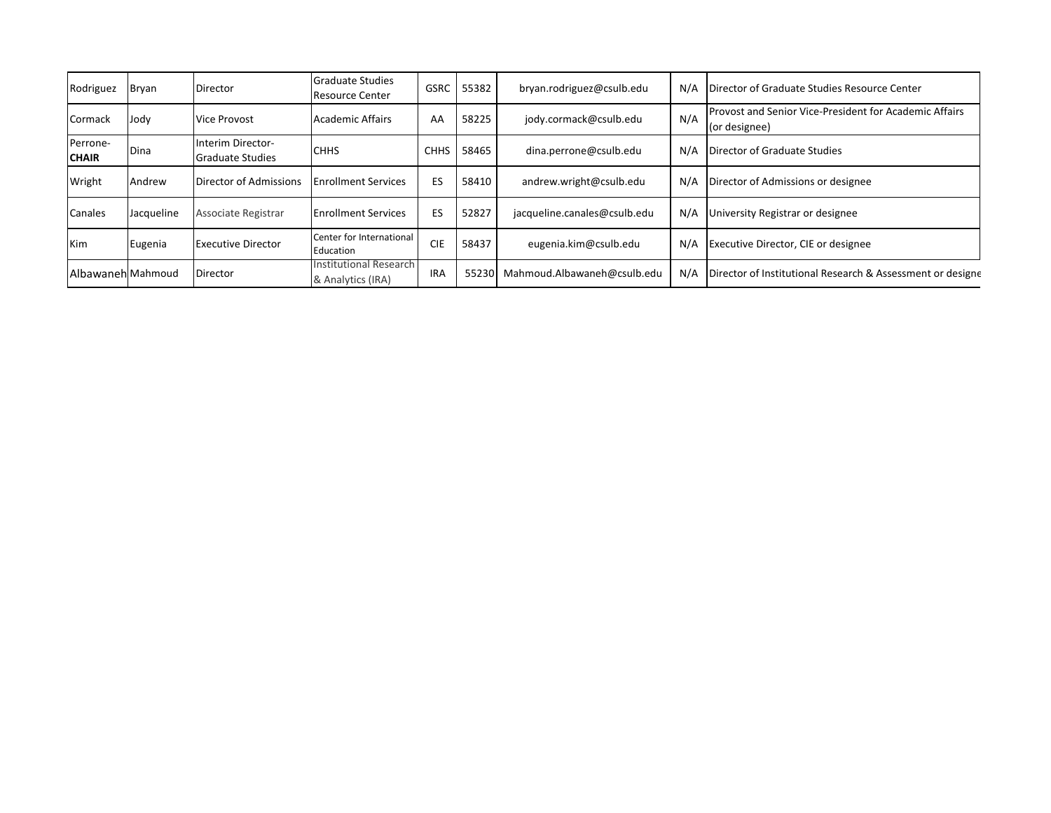| | | | | | | | | |
|---|---|---|---|---|---|---|---|---|
| Rodriguez | Bryan | Director | Graduate Studies Resource Center | GSRC | 55382 | bryan.rodriguez@csulb.edu | N/A | Director of Graduate Studies Resource Center |
| Cormack | Jody | Vice Provost | Academic Affairs | AA | 58225 | jody.cormack@csulb.edu | N/A | Provost and Senior Vice-President for Academic Affairs (or designee) |
| Perrone-**CHAIR** | Dina | Interim Director-Graduate Studies | CHHS | CHHS | 58465 | dina.perrone@csulb.edu | N/A | Director of Graduate Studies |
| Wright | Andrew | Director of Admissions | Enrollment Services | ES | 58410 | andrew.wright@csulb.edu | N/A | Director of Admissions or designee |
| Canales | Jacqueline | Associate Registrar | Enrollment Services | ES | 52827 | jacqueline.canales@csulb.edu | N/A | University Registrar or designee |
| Kim | Eugenia | Executive Director | Center for International Education | CIE | 58437 | eugenia.kim@csulb.edu | N/A | Executive Director, CIE or designee |
| Albawaneh | Mahmoud | Director | Institutional Research & Analytics (IRA) | IRA | 55230 | Mahmoud.Albawaneh@csulb.edu | N/A | Director of Institutional Research & Assessment or designe |